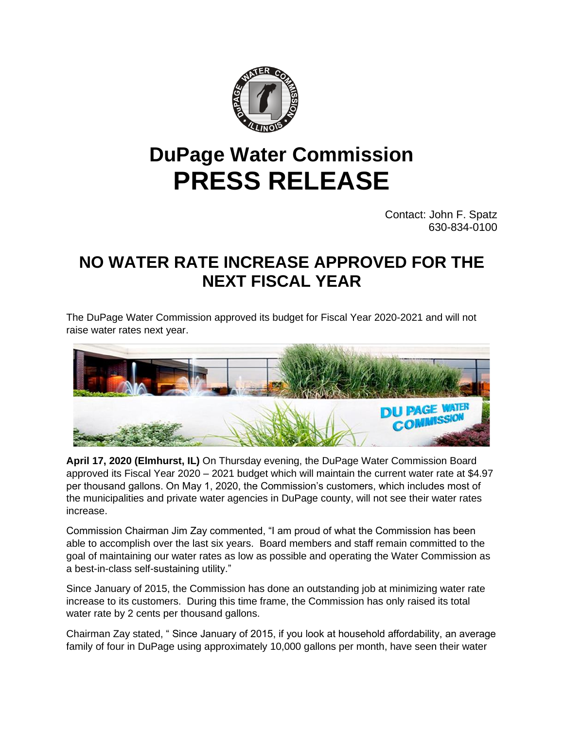# DuPage Water Commission
# PRESS RELEASE

Contact: John F. Spatz
630-834-0100

## NO WATER RATE INCREASE APPROVED FOR THE NEXT FISCAL YEAR

The DuPage Water Commission approved its budget for Fiscal Year 2020-2021 and will not raise water rates next year.

**April 17, 2020 (Elmhurst, IL)** On Thursday evening, the DuPage Water Commission Board approved its Fiscal Year 2020 – 2021 budget which will maintain the current water rate at $4.97 per thousand gallons. On May 1, 2020, the Commission's customers, which includes most of the municipalities and private water agencies in DuPage county, will not see their water rates increase.

Commission Chairman Jim Zay commented, "I am proud of what the Commission has been able to accomplish over the last six years. Board members and staff remain committed to the goal of maintaining our water rates as low as possible and operating the Water Commission as a best-in-class self-sustaining utility."

Since January of 2015, the Commission has done an outstanding job at minimizing water rate increase to its customers. During this time frame, the Commission has only raised its total water rate by 2 cents per thousand gallons.

Chairman Zay stated, " Since January of 2015, if you look at household affordability, an average family of four in DuPage using approximately 10,000 gallons per month, have seen their water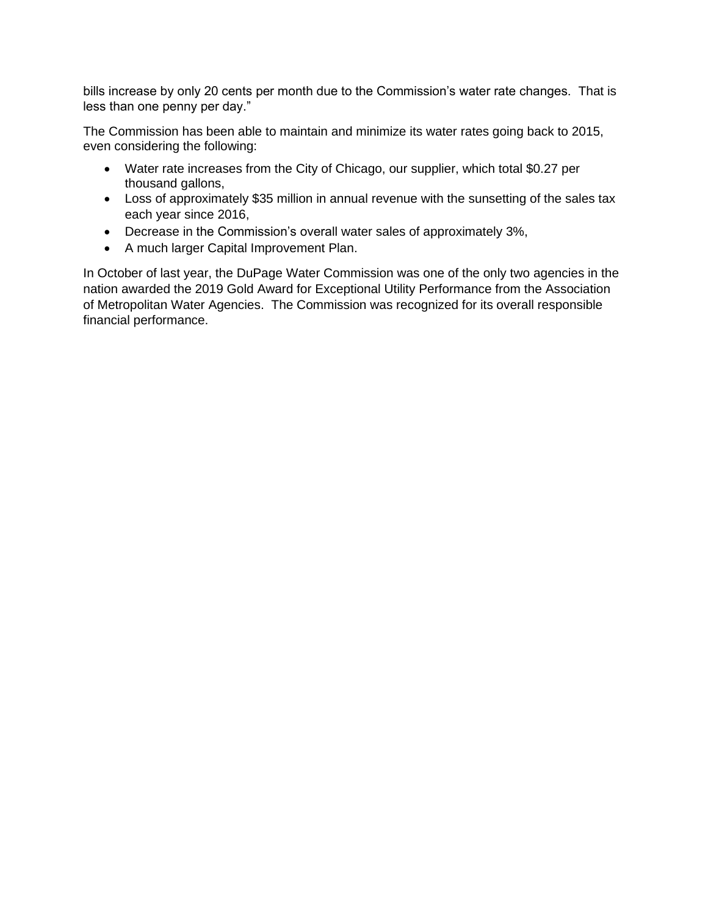bills increase by only 20 cents per month due to the Commission's water rate changes. That is less than one penny per day."

The Commission has been able to maintain and minimize its water rates going back to 2015, even considering the following:

- Water rate increases from the City of Chicago, our supplier, which total $0.27 per thousand gallons,
- Loss of approximately $35 million in annual revenue with the sunsetting of the sales tax each year since 2016,
- Decrease in the Commission's overall water sales of approximately 3%,
- A much larger Capital Improvement Plan.

In October of last year, the DuPage Water Commission was one of the only two agencies in the nation awarded the 2019 Gold Award for Exceptional Utility Performance from the Association of Metropolitan Water Agencies. The Commission was recognized for its overall responsible financial performance.